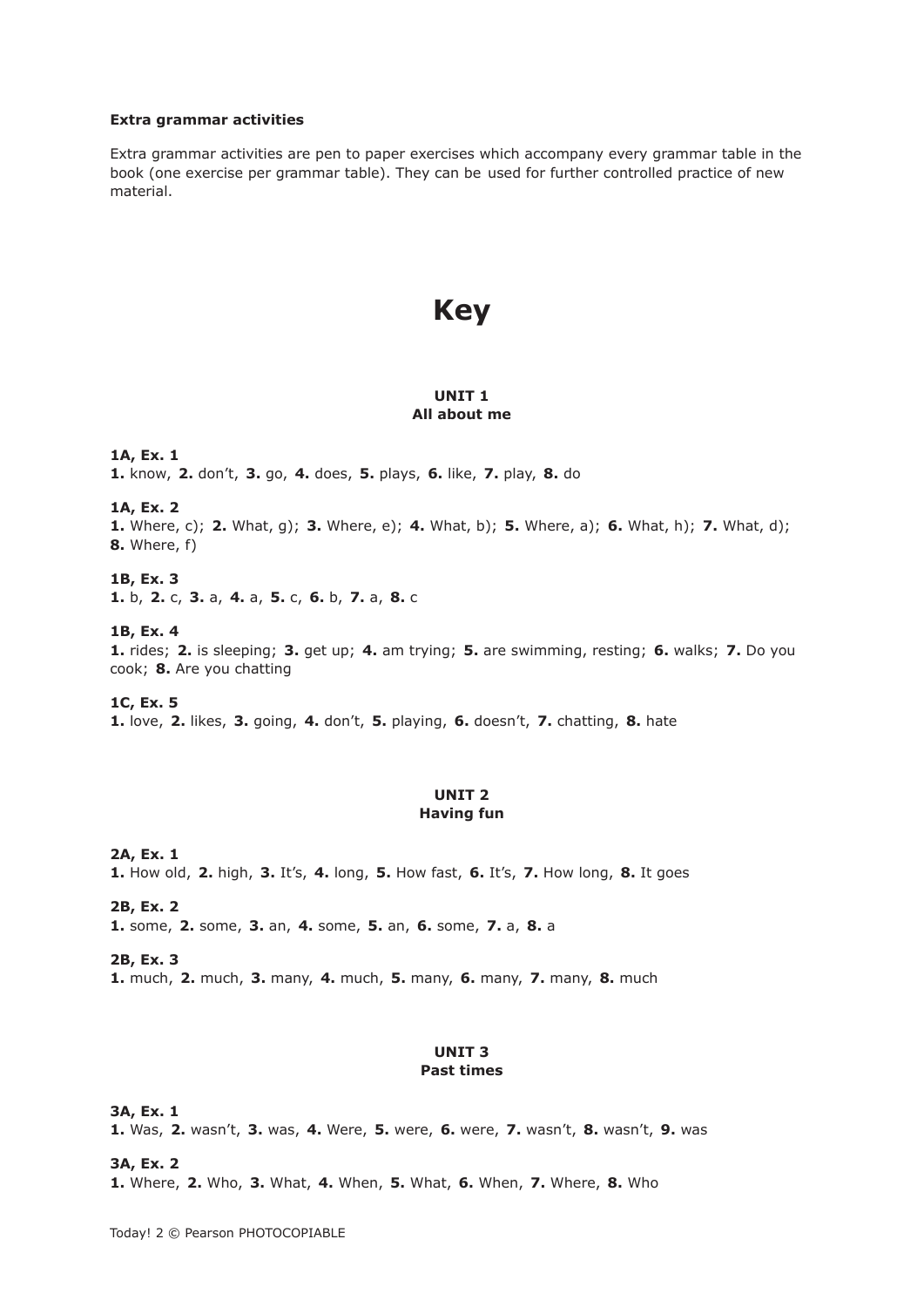**Extra grammar activities**

Extra grammar activities are pen to paper exercises which accompany every grammar table in the book (one exercise per grammar table). They can be used for further controlled practice of new material.

# Key

## UNIT 1
## All about me

**1A, Ex. 1**
**1.** know, **2.** don't, **3.** go, **4.** does, **5.** plays, **6.** like, **7.** play, **8.** do

**1A, Ex. 2**
**1.** Where, c); **2.** What, g); **3.** Where, e); **4.** What, b); **5.** Where, a); **6.** What, h); **7.** What, d); **8.** Where, f)

**1B, Ex. 3**
**1.** b, **2.** c, **3.** a, **4.** a, **5.** c, **6.** b, **7.** a, **8.** c

**1B, Ex. 4**
**1.** rides; **2.** is sleeping; **3.** get up; **4.** am trying; **5.** are swimming, resting; **6.** walks; **7.** Do you cook; **8.** Are you chatting

**1C, Ex. 5**
**1.** love, **2.** likes, **3.** going, **4.** don't, **5.** playing, **6.** doesn't, **7.** chatting, **8.** hate

## UNIT 2
## Having fun

**2A, Ex. 1**
**1.** How old, **2.** high, **3.** It's, **4.** long, **5.** How fast, **6.** It's, **7.** How long, **8.** It goes

**2B, Ex. 2**
**1.** some, **2.** some, **3.** an, **4.** some, **5.** an, **6.** some, **7.** a, **8.** a

**2B, Ex. 3**
**1.** much, **2.** much, **3.** many, **4.** much, **5.** many, **6.** many, **7.** many, **8.** much

## UNIT 3
## Past times

**3A, Ex. 1**
**1.** Was, **2.** wasn't, **3.** was, **4.** Were, **5.** were, **6.** were, **7.** wasn't, **8.** wasn't, **9.** was

**3A, Ex. 2**
**1.** Where, **2.** Who, **3.** What, **4.** When, **5.** What, **6.** When, **7.** Where, **8.** Who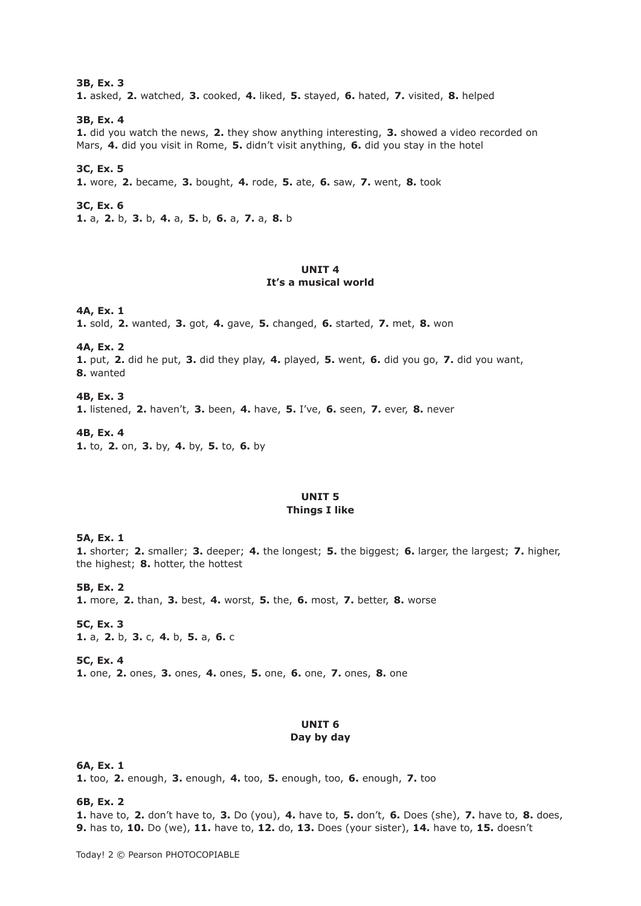**3B, Ex. 3**
**1.** asked, **2.** watched, **3.** cooked, **4.** liked, **5.** stayed, **6.** hated, **7.** visited, **8.** helped

**3B, Ex. 4**
**1.** did you watch the news, **2.** they show anything interesting, **3.** showed a video recorded on Mars, **4.** did you visit in Rome, **5.** didn't visit anything, **6.** did you stay in the hotel

**3C, Ex. 5**
**1.** wore, **2.** became, **3.** bought, **4.** rode, **5.** ate, **6.** saw, **7.** went, **8.** took

**3C, Ex. 6**
**1.** a, **2.** b, **3.** b, **4.** a, **5.** b, **6.** a, **7.** a, **8.** b

## UNIT 4
## It's a musical world

**4A, Ex. 1**
**1.** sold, **2.** wanted, **3.** got, **4.** gave, **5.** changed, **6.** started, **7.** met, **8.** won

**4A, Ex. 2**
**1.** put, **2.** did he put, **3.** did they play, **4.** played, **5.** went, **6.** did you go, **7.** did you want, **8.** wanted

**4B, Ex. 3**
**1.** listened, **2.** haven't, **3.** been, **4.** have, **5.** I've, **6.** seen, **7.** ever, **8.** never

**4B, Ex. 4**
**1.** to, **2.** on, **3.** by, **4.** by, **5.** to, **6.** by

## UNIT 5
## Things I like

**5A, Ex. 1**
**1.** shorter; **2.** smaller; **3.** deeper; **4.** the longest; **5.** the biggest; **6.** larger, the largest; **7.** higher, the highest; **8.** hotter, the hottest

**5B, Ex. 2**
**1.** more, **2.** than, **3.** best, **4.** worst, **5.** the, **6.** most, **7.** better, **8.** worse

**5C, Ex. 3**
**1.** a, **2.** b, **3.** c, **4.** b, **5.** a, **6.** c

**5C, Ex. 4**
**1.** one, **2.** ones, **3.** ones, **4.** ones, **5.** one, **6.** one, **7.** ones, **8.** one

## UNIT 6
## Day by day

**6A, Ex. 1**
**1.** too, **2.** enough, **3.** enough, **4.** too, **5.** enough, too, **6.** enough, **7.** too

**6B, Ex. 2**
**1.** have to, **2.** don't have to, **3.** Do (you), **4.** have to, **5.** don't, **6.** Does (she), **7.** have to, **8.** does, **9.** has to, **10.** Do (we), **11.** have to, **12.** do, **13.** Does (your sister), **14.** have to, **15.** doesn't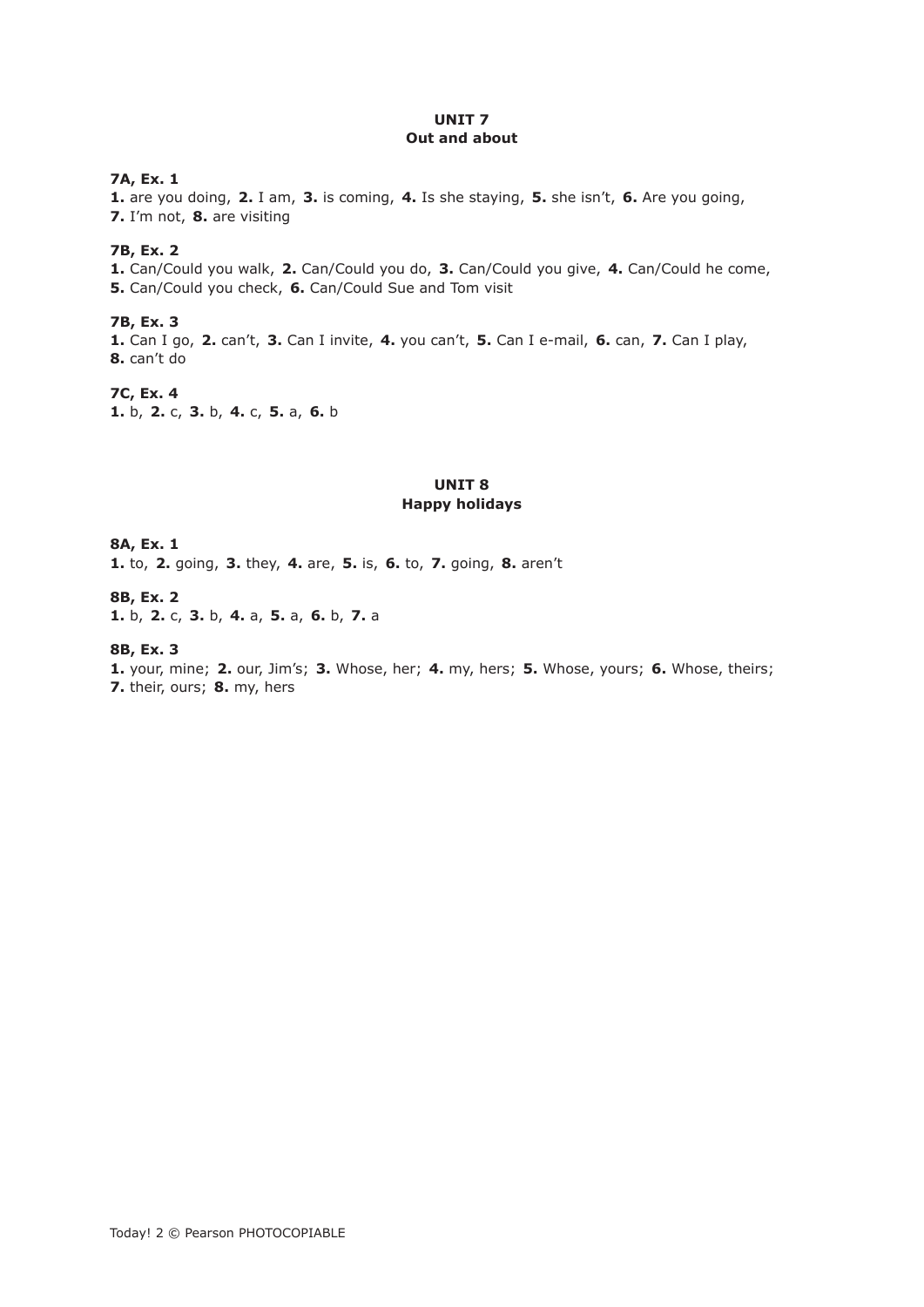## UNIT 7
## Out and about

**7A, Ex. 1**
**1.** are you doing, **2.** I am, **3.** is coming, **4.** Is she staying, **5.** she isn't, **6.** Are you going, **7.** I'm not, **8.** are visiting

**7B, Ex. 2**
**1.** Can/Could you walk, **2.** Can/Could you do, **3.** Can/Could you give, **4.** Can/Could he come, **5.** Can/Could you check, **6.** Can/Could Sue and Tom visit

**7B, Ex. 3**
**1.** Can I go, **2.** can't, **3.** Can I invite, **4.** you can't, **5.** Can I e-mail, **6.** can, **7.** Can I play, **8.** can't do

**7C, Ex. 4**
**1.** b, **2.** c, **3.** b, **4.** c, **5.** a, **6.** b

## UNIT 8
## Happy holidays

**8A, Ex. 1**
**1.** to, **2.** going, **3.** they, **4.** are, **5.** is, **6.** to, **7.** going, **8.** aren't

**8B, Ex. 2**
**1.** b, **2.** c, **3.** b, **4.** a, **5.** a, **6.** b, **7.** a

**8B, Ex. 3**
**1.** your, mine; **2.** our, Jim's; **3.** Whose, her; **4.** my, hers; **5.** Whose, yours; **6.** Whose, theirs; **7.** their, ours; **8.** my, hers